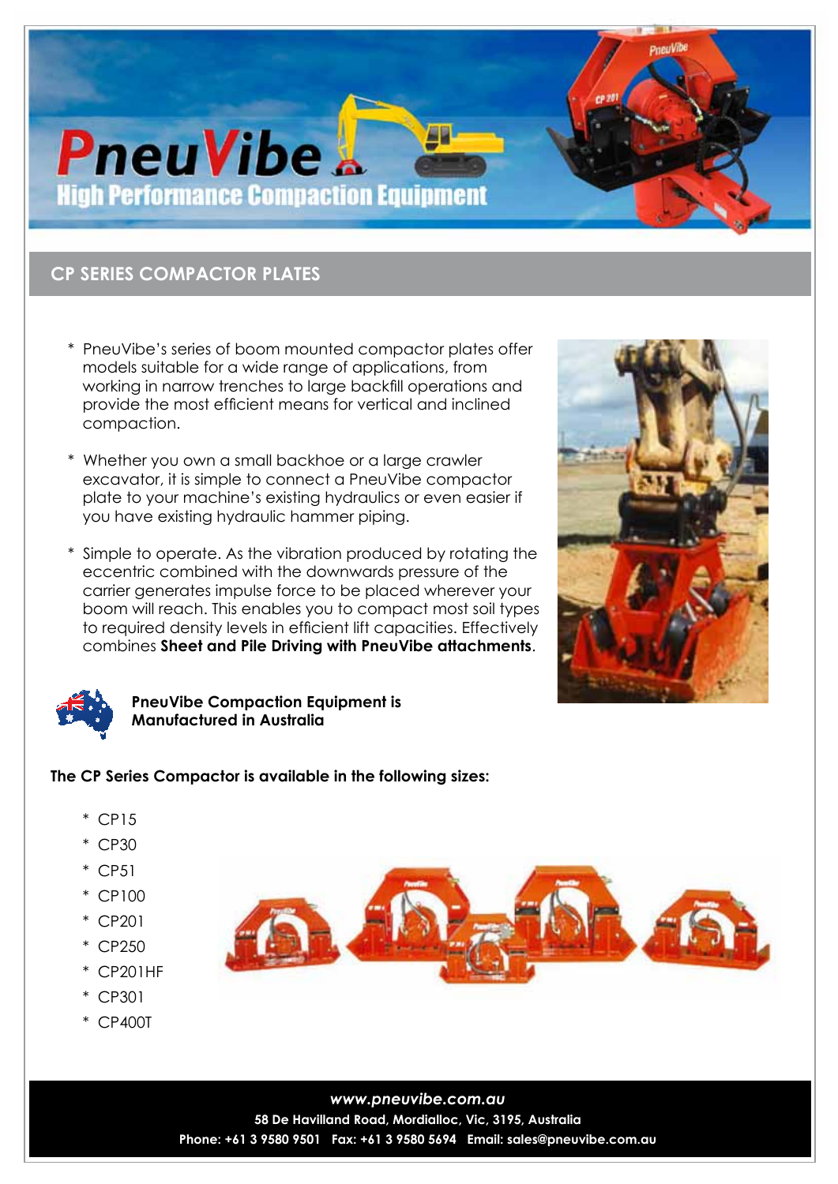# PneuVibe

## High Performance Compaction Equipment

## CP SERIES COMPACTOR PLATES

* PneuVibe's series of boom mounted compactor plates offer models suitable for a wide range of applications, from working in narrow trenches to large backfill operations and provide the most efficient means for vertical and inclined compaction.

* Whether you own a small backhoe or a large crawler excavator, it is simple to connect a PneuVibe compactor plate to your machine's existing hydraulics or even easier if you have existing hydraulic hammer piping.

* Simple to operate. As the vibration produced by rotating the eccentric combined with the downwards pressure of the carrier generates impulse force to be placed wherever your boom will reach. This enables you to compact most soil types to required density levels in efficient lift capacities. Effectively combines **Sheet and Pile Driving with PneuVibe attachments**.

**PneuVibe Compaction Equipment is Manufactured in Australia**

**The CP Series Compactor is available in the following sizes:**

* CP15
* CP30
* CP51
* CP100
* CP201
* CP250
* CP201HF
* CP301
* CP400T

***www.pneuvibe.com.au***

**58 De Havilland Road, Mordialloc, Vic, 3195, Australia**

**Phone: +61 3 9580 9501 Fax: +61 3 9580 5694 Email: sales@pneuvibe.com.au**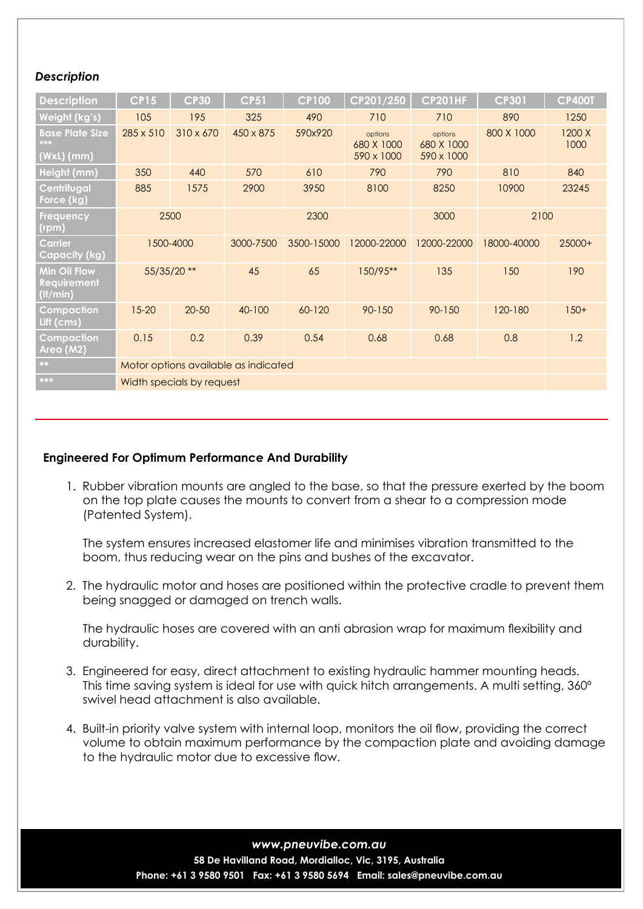*Description*

| Description | CP15 | CP30 | CP51 | CP100 | CP201/250 | CP201HF | CP301 | CP400T |
|---|---|---|---|---|---|---|---|---|
| Weight (kg's) | 105 | 195 | 325 | 490 | 710 | 710 | 890 | 1250 |
| Base Plate Size *** (WxL) (mm) | 285 x 510 | 310 x 670 | 450 x 875 | 590x920 | options 680 X 1000 590 x 1000 | options 680 X 1000 590 x 1000 | 800 X 1000 | 1200 X 1000 |
| Height (mm) | 350 | 440 | 570 | 610 | 790 | 790 | 810 | 840 |
| Centrifugal Force (kg) | 885 | 1575 | 2900 | 3950 | 8100 | 8250 | 10900 | 23245 |
| Frequency (rpm) | 2500 | | 2300 | | | 3000 | 2100 | |
| Carrier Capacity (kg) | 1500-4000 | | 3000-7500 | 3500-15000 | 12000-22000 | 12000-22000 | 18000-40000 | 25000+ |
| Min Oil Flow Requirement (lt/min) | 55/35/20 ** | | 45 | 65 | 150/95** | 135 | 150 | 190 |
| Compaction Lift (cms) | 15-20 | 20-50 | 40-100 | 60-120 | 90-150 | 90-150 | 120-180 | 150+ |
| Compaction Area (M2) | 0.15 | 0.2 | 0.39 | 0.54 | 0.68 | 0.68 | 0.8 | 1.2 |
| ** | Motor options available as indicated | | | | | | | |
| *** | Width specials by request | | | | | | | |

### Engineered For Optimum Performance And Durability

1. Rubber vibration mounts are angled to the base, so that the pressure exerted by the boom on the top plate causes the mounts to convert from a shear to a compression mode (Patented System).

   The system ensures increased elastomer life and minimises vibration transmitted to the boom, thus reducing wear on the pins and bushes of the excavator.

2. The hydraulic motor and hoses are positioned within the protective cradle to prevent them being snagged or damaged on trench walls.

   The hydraulic hoses are covered with an anti abrasion wrap for maximum flexibility and durability.

3. Engineered for easy, direct attachment to existing hydraulic hammer mounting heads. This time saving system is ideal for use with quick hitch arrangements. A multi setting, 360° swivel head attachment is also available.

4. Built-in priority valve system with internal loop, monitors the oil flow, providing the correct volume to obtain maximum performance by the compaction plate and avoiding damage to the hydraulic motor due to excessive flow.

*www.pneuvibe.com.au*

**58 De Havilland Road, Mordialloc, Vic, 3195, Australia**

**Phone: +61 3 9580 9501 Fax: +61 3 9580 5694 Email: sales@pneuvibe.com.au**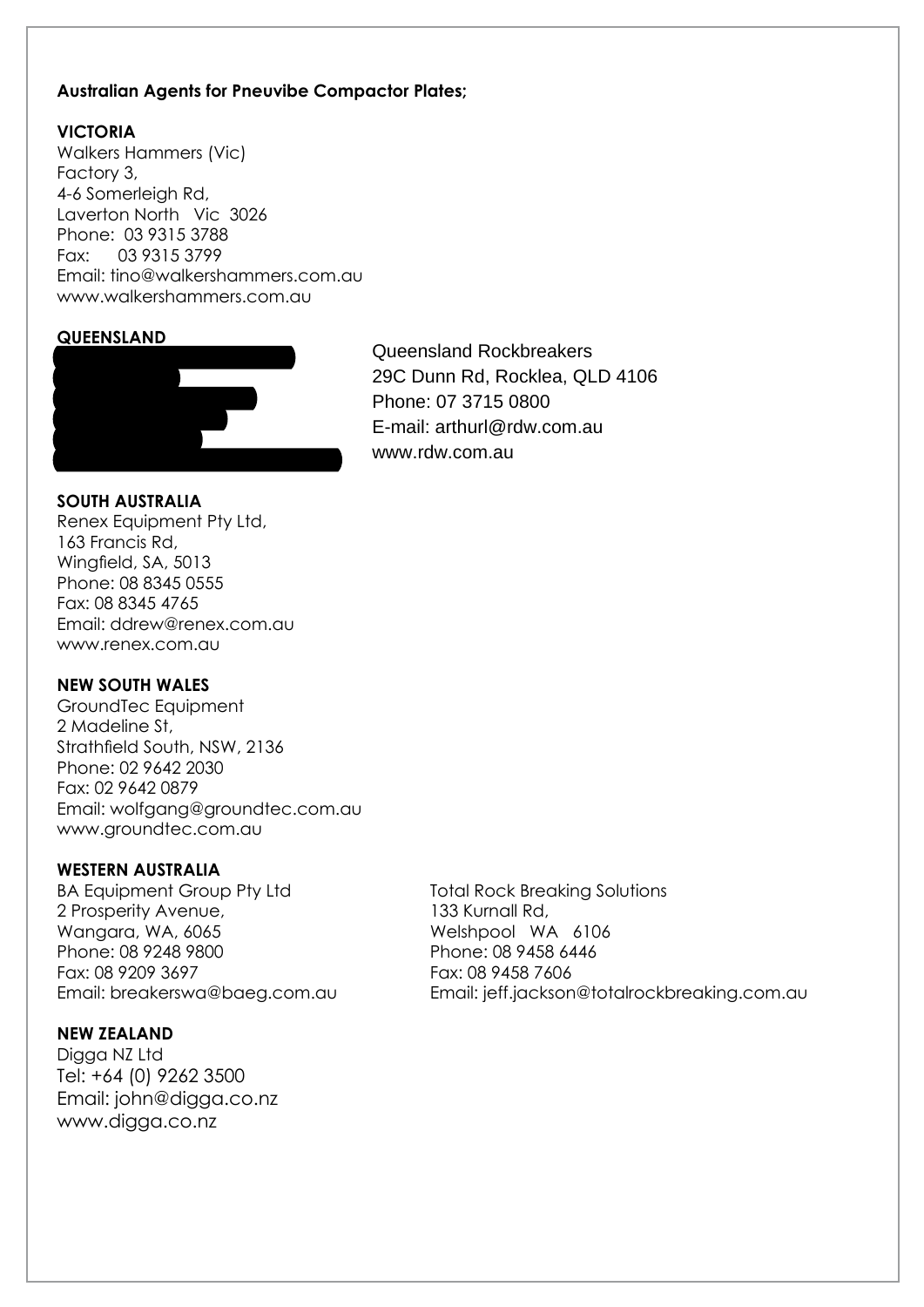**Australian Agents for Pneuvibe Compactor Plates;**

**VICTORIA**

Walkers Hammers (Vic)
Factory 3,
4-6 Somerleigh Rd,
Laverton North Vic 3026
Phone: 03 9315 3788
Fax: 03 9315 3799
Email: tino@walkershammers.com.au
www.walkershammers.com.au

**QUEENSLAND**

Queensland Rockbreakers
29C Dunn Rd, Rocklea, QLD 4106
Phone: 07 3715 0800
E-mail: arthurl@rdw.com.au
www.rdw.com.au

**SOUTH AUSTRALIA**

Renex Equipment Pty Ltd,
163 Francis Rd,
Wingfield, SA, 5013
Phone: 08 8345 0555
Fax: 08 8345 4765
Email: ddrew@renex.com.au
www.renex.com.au

**NEW SOUTH WALES**

GroundTec Equipment
2 Madeline St,
Strathfield South, NSW, 2136
Phone: 02 9642 2030
Fax: 02 9642 0879
Email: wolfgang@groundtec.com.au
www.groundtec.com.au

**WESTERN AUSTRALIA**

BA Equipment Group Pty Ltd
2 Prosperity Avenue,
Wangara, WA, 6065
Phone: 08 9248 9800
Fax: 08 9209 3697
Email: breakerswa@baeg.com.au

Total Rock Breaking Solutions
133 Kurnall Rd,
Welshpool WA 6106
Phone: 08 9458 6446
Fax: 08 9458 7606
Email: jeff.jackson@totalrockbreaking.com.au

**NEW ZEALAND**

Digga NZ Ltd
Tel: +64 (0) 9262 3500
Email: john@digga.co.nz
www.digga.co.nz